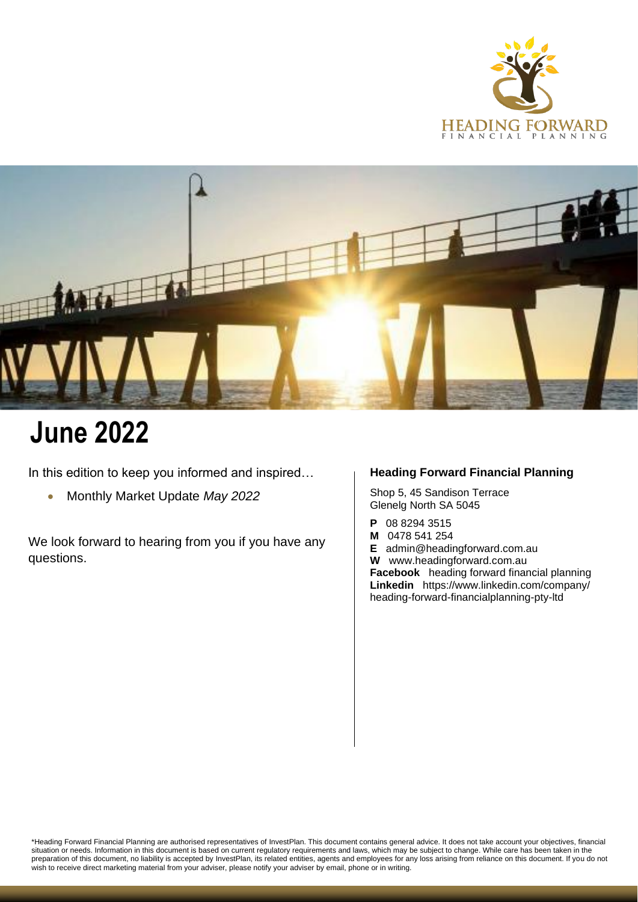# June 2022

In this edition to keep you informed and inspired…

- Monthly Market Update *May 2022*

We look forward to hearing from you if you have any questions.

**Heading Forward Financial Planning**

Shop 5, 45 Sandison Terrace
Glenelg North SA 5045

**P** 08 8294 3515
**M** 0478 541 254
**E** admin@headingforward.com.au
**W** www.headingforward.com.au
**Facebook** heading forward financial planning
**Linkedin** https://www.linkedin.com/company/heading-forward-financialplanning-pty-ltd

*Heading Forward Financial Planning are authorised representatives of InvestPlan. This document contains general advice. It does not take account your objectives, financial situation or needs. Information in this document is based on current regulatory requirements and laws, which may be subject to change. While care has been taken in the preparation of this document, no liability is accepted by InvestPlan, its related entities, agents and employees for any loss arising from reliance on this document. If you do not wish to receive direct marketing material from your adviser, please notify your adviser by email, phone or in writing.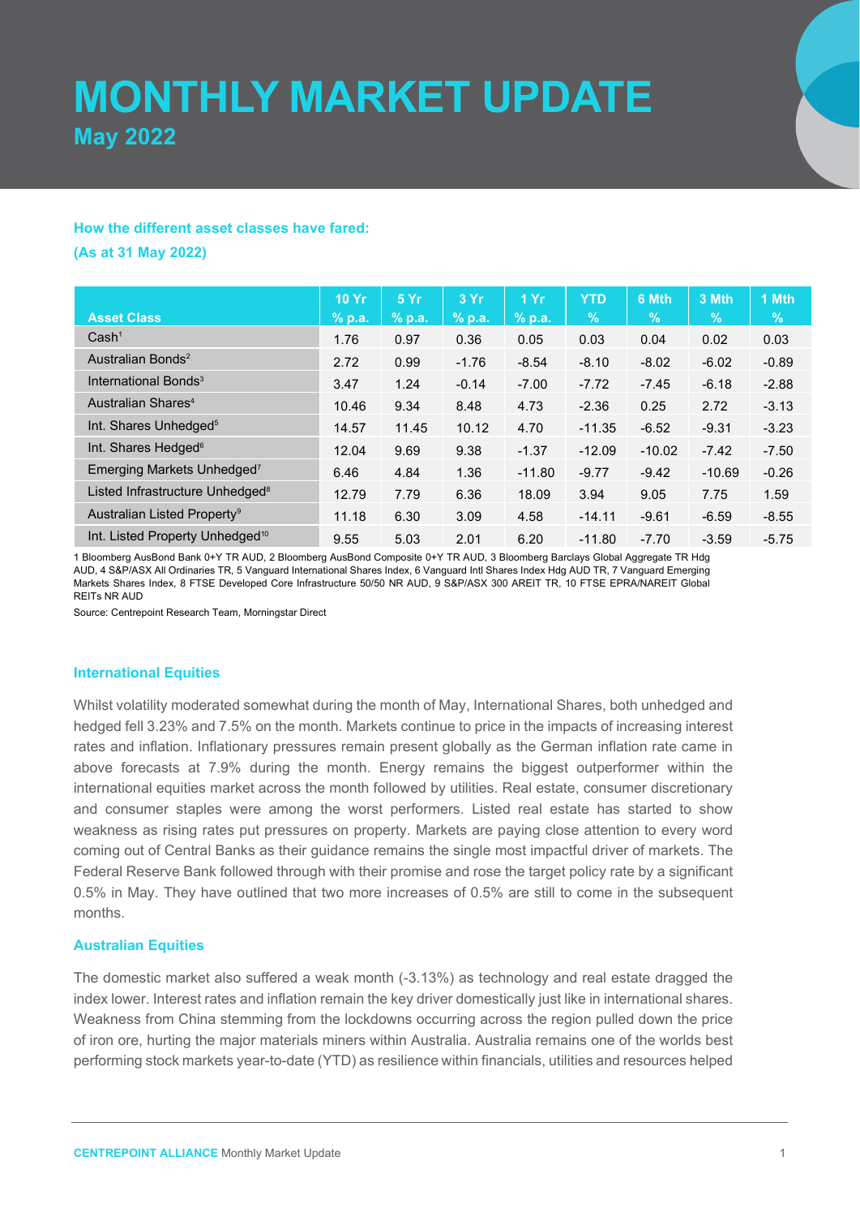# MONTHLY MARKET UPDATE

## May 2022

### How the different asset classes have fared:

### (As at 31 May 2022)

| Asset Class | 10 Yr % p.a. | 5 Yr % p.a. | 3 Yr % p.a. | 1 Yr % p.a. | YTD % | 6 Mth % | 3 Mth % | 1 Mth % |
|---|---|---|---|---|---|---|---|---|
| Cash[1] | 1.76 | 0.97 | 0.36 | 0.05 | 0.03 | 0.04 | 0.02 | 0.03 |
| Australian Bonds[2] | 2.72 | 0.99 | -1.76 | -8.54 | -8.10 | -8.02 | -6.02 | -0.89 |
| International Bonds[3] | 3.47 | 1.24 | -0.14 | -7.00 | -7.72 | -7.45 | -6.18 | -2.88 |
| Australian Shares[4] | 10.46 | 9.34 | 8.48 | 4.73 | -2.36 | 0.25 | 2.72 | -3.13 |
| Int. Shares Unhedged[5] | 14.57 | 11.45 | 10.12 | 4.70 | -11.35 | -6.52 | -9.31 | -3.23 |
| Int. Shares Hedged[6] | 12.04 | 9.69 | 9.38 | -1.37 | -12.09 | -10.02 | -7.42 | -7.50 |
| Emerging Markets Unhedged[7] | 6.46 | 4.84 | 1.36 | -11.80 | -9.77 | -9.42 | -10.69 | -0.26 |
| Listed Infrastructure Unhedged[8] | 12.79 | 7.79 | 6.36 | 18.09 | 3.94 | 9.05 | 7.75 | 1.59 |
| Australian Listed Property[9] | 11.18 | 6.30 | 3.09 | 4.58 | -14.11 | -9.61 | -6.59 | -8.55 |
| Int. Listed Property Unhedged[10] | 9.55 | 5.03 | 2.01 | 6.20 | -11.80 | -7.70 | -3.59 | -5.75 |

1 Bloomberg AusBond Bank 0+Y TR AUD, 2 Bloomberg AusBond Composite 0+Y TR AUD, 3 Bloomberg Barclays Global Aggregate TR Hdg AUD, 4 S&P/ASX All Ordinaries TR, 5 Vanguard International Shares Index, 6 Vanguard Intl Shares Index Hdg AUD TR, 7 Vanguard Emerging Markets Shares Index, 8 FTSE Developed Core Infrastructure 50/50 NR AUD, 9 S&P/ASX 300 AREIT TR, 10 FTSE EPRA/NAREIT Global REITs NR AUD

Source: Centrepoint Research Team, Morningstar Direct

### International Equities

Whilst volatility moderated somewhat during the month of May, International Shares, both unhedged and hedged fell 3.23% and 7.5% on the month. Markets continue to price in the impacts of increasing interest rates and inflation. Inflationary pressures remain present globally as the German inflation rate came in above forecasts at 7.9% during the month. Energy remains the biggest outperformer within the international equities market across the month followed by utilities. Real estate, consumer discretionary and consumer staples were among the worst performers. Listed real estate has started to show weakness as rising rates put pressures on property. Markets are paying close attention to every word coming out of Central Banks as their guidance remains the single most impactful driver of markets. The Federal Reserve Bank followed through with their promise and rose the target policy rate by a significant 0.5% in May. They have outlined that two more increases of 0.5% are still to come in the subsequent months.

### Australian Equities

The domestic market also suffered a weak month (-3.13%) as technology and real estate dragged the index lower. Interest rates and inflation remain the key driver domestically just like in international shares. Weakness from China stemming from the lockdowns occurring across the region pulled down the price of iron ore, hurting the major materials miners within Australia. Australia remains one of the worlds best performing stock markets year-to-date (YTD) as resilience within financials, utilities and resources helped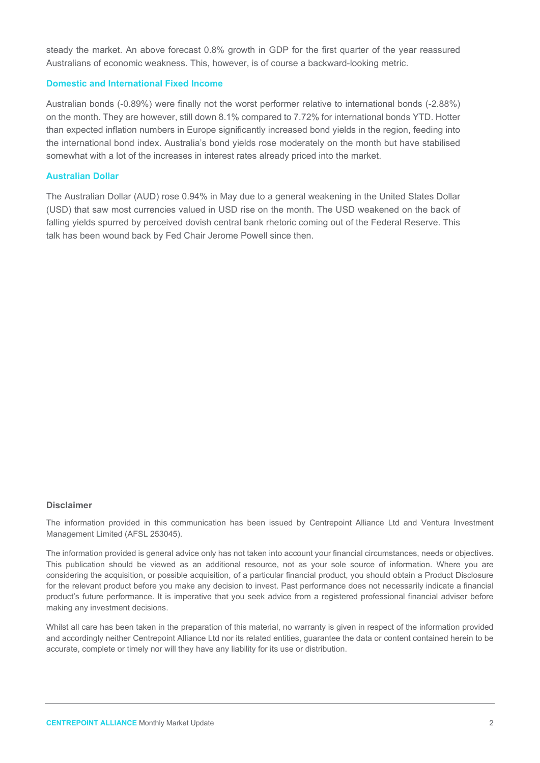steady the market. An above forecast 0.8% growth in GDP for the first quarter of the year reassured Australians of economic weakness. This, however, is of course a backward-looking metric.

### Domestic and International Fixed Income

Australian bonds (-0.89%) were finally not the worst performer relative to international bonds (-2.88%) on the month. They are however, still down 8.1% compared to 7.72% for international bonds YTD. Hotter than expected inflation numbers in Europe significantly increased bond yields in the region, feeding into the international bond index. Australia's bond yields rose moderately on the month but have stabilised somewhat with a lot of the increases in interest rates already priced into the market.

### Australian Dollar

The Australian Dollar (AUD) rose 0.94% in May due to a general weakening in the United States Dollar (USD) that saw most currencies valued in USD rise on the month. The USD weakened on the back of falling yields spurred by perceived dovish central bank rhetoric coming out of the Federal Reserve. This talk has been wound back by Fed Chair Jerome Powell since then.

### Disclaimer

The information provided in this communication has been issued by Centrepoint Alliance Ltd and Ventura Investment Management Limited (AFSL 253045).

The information provided is general advice only has not taken into account your financial circumstances, needs or objectives. This publication should be viewed as an additional resource, not as your sole source of information. Where you are considering the acquisition, or possible acquisition, of a particular financial product, you should obtain a Product Disclosure for the relevant product before you make any decision to invest. Past performance does not necessarily indicate a financial product's future performance. It is imperative that you seek advice from a registered professional financial adviser before making any investment decisions.

Whilst all care has been taken in the preparation of this material, no warranty is given in respect of the information provided and accordingly neither Centrepoint Alliance Ltd nor its related entities, guarantee the data or content contained herein to be accurate, complete or timely nor will they have any liability for its use or distribution.